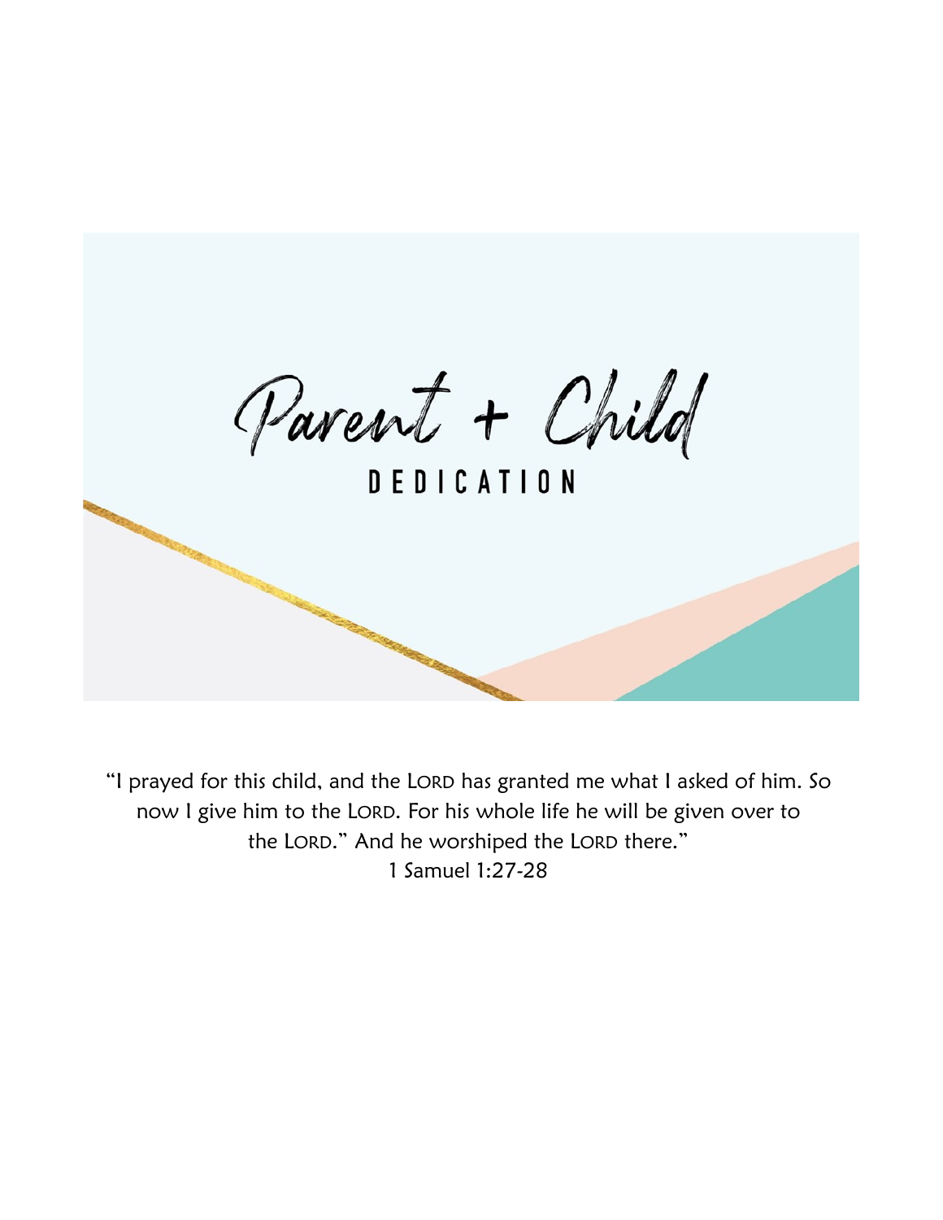# Parent + Child

## DEDICATION

"I prayed for this child, and the LORD has granted me what I asked of him. So now I give him to the LORD. For his whole life he will be given over to the LORD." And he worshiped the LORD there."
1 Samuel 1:27-28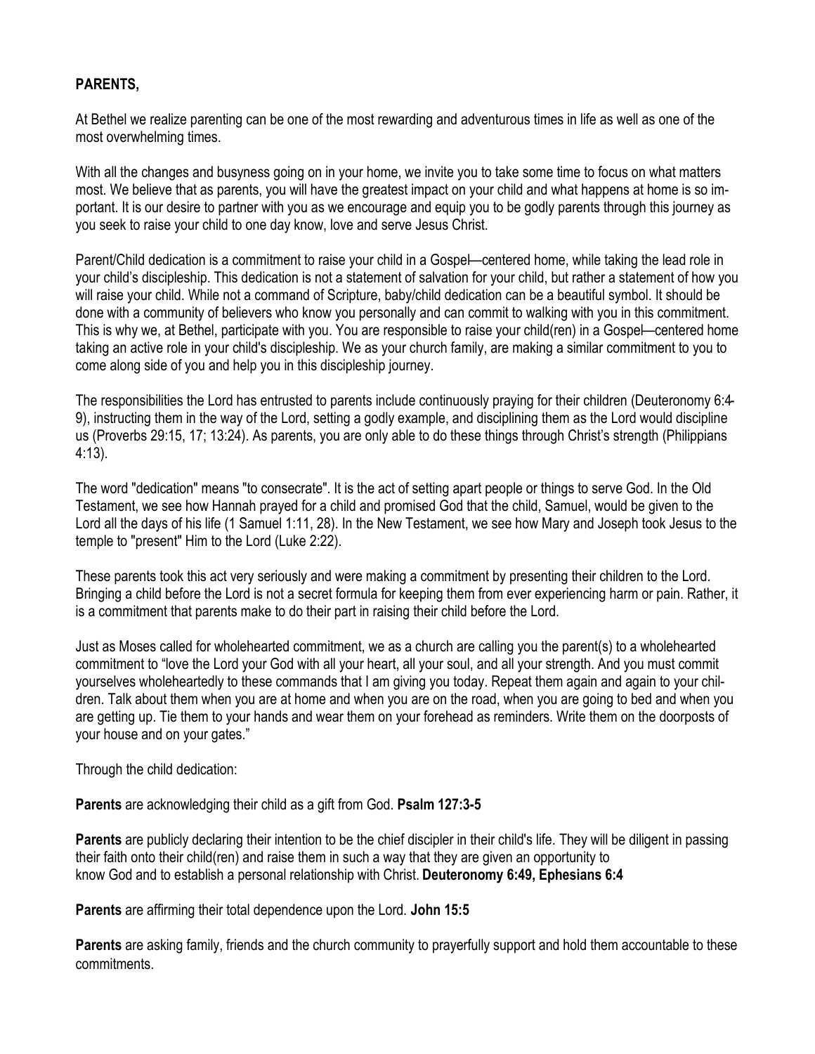**PARENTS,**

At Bethel we realize parenting can be one of the most rewarding and adventurous times in life as well as one of the most overwhelming times.

With all the changes and busyness going on in your home, we invite you to take some time to focus on what matters most. We believe that as parents, you will have the greatest impact on your child and what happens at home is so important. It is our desire to partner with you as we encourage and equip you to be godly parents through this journey as you seek to raise your child to one day know, love and serve Jesus Christ.

Parent/Child dedication is a commitment to raise your child in a Gospel—centered home, while taking the lead role in your child's discipleship. This dedication is not a statement of salvation for your child, but rather a statement of how you will raise your child. While not a command of Scripture, baby/child dedication can be a beautiful symbol. It should be done with a community of believers who know you personally and can commit to walking with you in this commitment. This is why we, at Bethel, participate with you. You are responsible to raise your child(ren) in a Gospel—centered home taking an active role in your child's discipleship. We as your church family, are making a similar commitment to you to come along side of you and help you in this discipleship journey.

The responsibilities the Lord has entrusted to parents include continuously praying for their children (Deuteronomy 6:4-9), instructing them in the way of the Lord, setting a godly example, and disciplining them as the Lord would discipline us (Proverbs 29:15, 17; 13:24). As parents, you are only able to do these things through Christ's strength (Philippians 4:13).

The word "dedication" means "to consecrate". It is the act of setting apart people or things to serve God. In the Old Testament, we see how Hannah prayed for a child and promised God that the child, Samuel, would be given to the Lord all the days of his life (1 Samuel 1:11, 28). In the New Testament, we see how Mary and Joseph took Jesus to the temple to "present" Him to the Lord (Luke 2:22).

These parents took this act very seriously and were making a commitment by presenting their children to the Lord. Bringing a child before the Lord is not a secret formula for keeping them from ever experiencing harm or pain. Rather, it is a commitment that parents make to do their part in raising their child before the Lord.

Just as Moses called for wholehearted commitment, we as a church are calling you the parent(s) to a wholehearted commitment to "love the Lord your God with all your heart, all your soul, and all your strength. And you must commit yourselves wholeheartedly to these commands that I am giving you today. Repeat them again and again to your children. Talk about them when you are at home and when you are on the road, when you are going to bed and when you are getting up. Tie them to your hands and wear them on your forehead as reminders. Write them on the doorposts of your house and on your gates."

Through the child dedication:

**Parents** are acknowledging their child as a gift from God. **Psalm 127:3-5**

**Parents** are publicly declaring their intention to be the chief discipler in their child's life. They will be diligent in passing their faith onto their child(ren) and raise them in such a way that they are given an opportunity to know God and to establish a personal relationship with Christ. **Deuteronomy 6:49, Ephesians 6:4**

**Parents** are affirming their total dependence upon the Lord. **John 15:5**

**Parents** are asking family, friends and the church community to prayerfully support and hold them accountable to these commitments.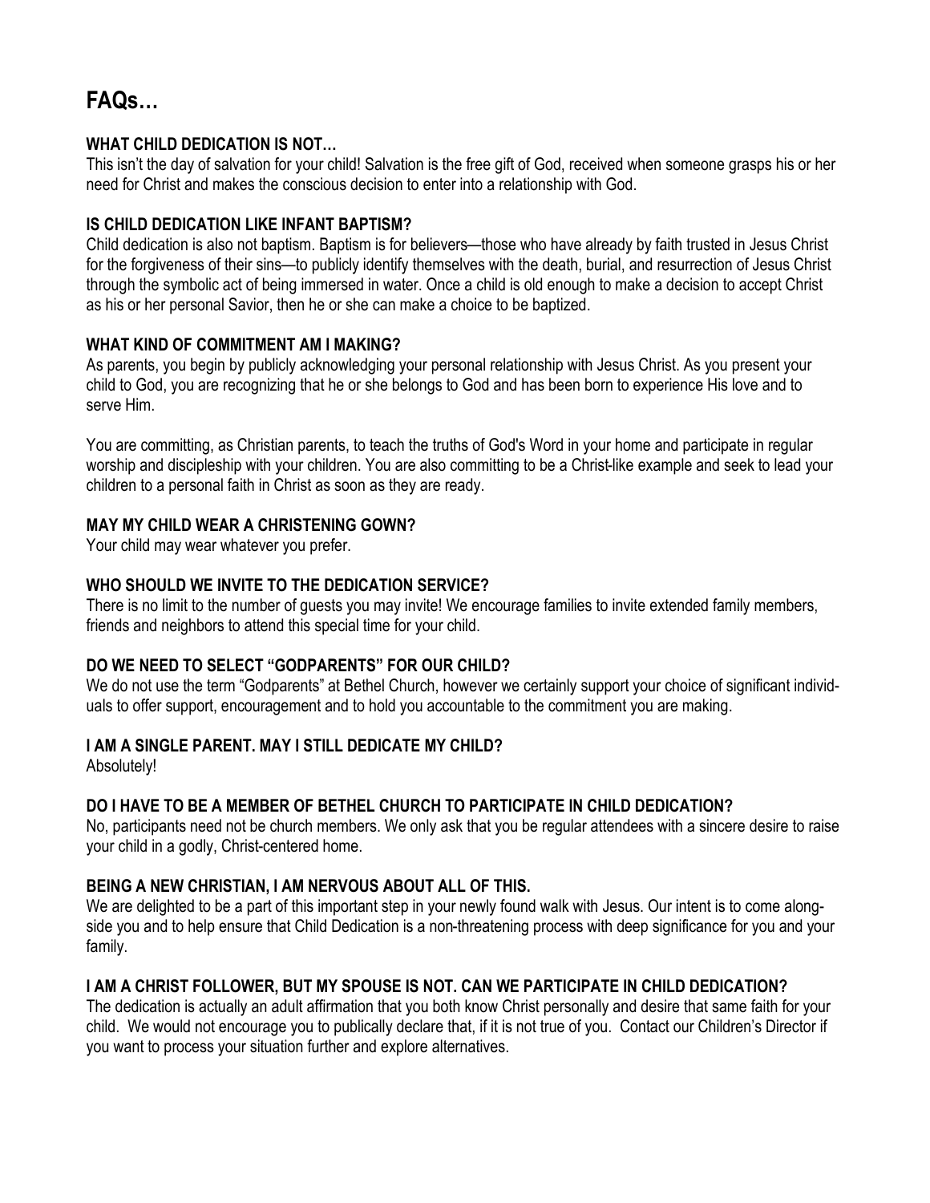# FAQs…

### WHAT CHILD DEDICATION IS NOT…

This isn't the day of salvation for your child! Salvation is the free gift of God, received when someone grasps his or her need for Christ and makes the conscious decision to enter into a relationship with God.

### IS CHILD DEDICATION LIKE INFANT BAPTISM?

Child dedication is also not baptism. Baptism is for believers—those who have already by faith trusted in Jesus Christ for the forgiveness of their sins—to publicly identify themselves with the death, burial, and resurrection of Jesus Christ through the symbolic act of being immersed in water. Once a child is old enough to make a decision to accept Christ as his or her personal Savior, then he or she can make a choice to be baptized.

### WHAT KIND OF COMMITMENT AM I MAKING?

As parents, you begin by publicly acknowledging your personal relationship with Jesus Christ. As you present your child to God, you are recognizing that he or she belongs to God and has been born to experience His love and to serve Him.

You are committing, as Christian parents, to teach the truths of God's Word in your home and participate in regular worship and discipleship with your children. You are also committing to be a Christ-like example and seek to lead your children to a personal faith in Christ as soon as they are ready.

### MAY MY CHILD WEAR A CHRISTENING GOWN?

Your child may wear whatever you prefer.

### WHO SHOULD WE INVITE TO THE DEDICATION SERVICE?

There is no limit to the number of guests you may invite! We encourage families to invite extended family members, friends and neighbors to attend this special time for your child.

### DO WE NEED TO SELECT "GODPARENTS" FOR OUR CHILD?

We do not use the term "Godparents" at Bethel Church, however we certainly support your choice of significant individuals to offer support, encouragement and to hold you accountable to the commitment you are making.

### I AM A SINGLE PARENT. MAY I STILL DEDICATE MY CHILD?

Absolutely!

### DO I HAVE TO BE A MEMBER OF BETHEL CHURCH TO PARTICIPATE IN CHILD DEDICATION?

No, participants need not be church members. We only ask that you be regular attendees with a sincere desire to raise your child in a godly, Christ-centered home.

### BEING A NEW CHRISTIAN, I AM NERVOUS ABOUT ALL OF THIS.

We are delighted to be a part of this important step in your newly found walk with Jesus. Our intent is to come alongside you and to help ensure that Child Dedication is a non-threatening process with deep significance for you and your family.

### I AM A CHRIST FOLLOWER, BUT MY SPOUSE IS NOT. CAN WE PARTICIPATE IN CHILD DEDICATION?

The dedication is actually an adult affirmation that you both know Christ personally and desire that same faith for your child. We would not encourage you to publically declare that, if it is not true of you. Contact our Children's Director if you want to process your situation further and explore alternatives.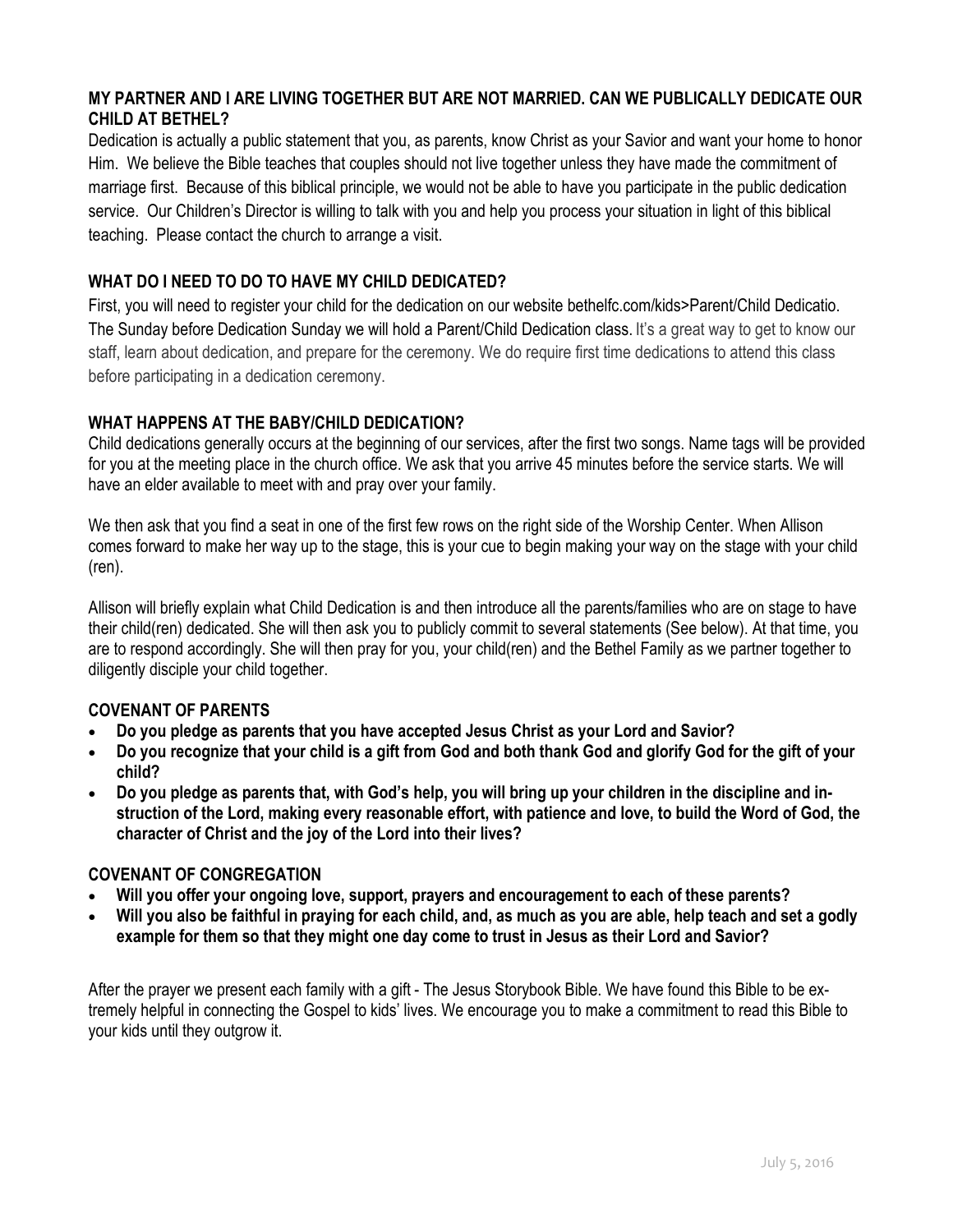### MY PARTNER AND I ARE LIVING TOGETHER BUT ARE NOT MARRIED. CAN WE PUBLICALLY DEDICATE OUR CHILD AT BETHEL?

Dedication is actually a public statement that you, as parents, know Christ as your Savior and want your home to honor Him. We believe the Bible teaches that couples should not live together unless they have made the commitment of marriage first. Because of this biblical principle, we would not be able to have you participate in the public dedication service. Our Children's Director is willing to talk with you and help you process your situation in light of this biblical teaching. Please contact the church to arrange a visit.

### WHAT DO I NEED TO DO TO HAVE MY CHILD DEDICATED?

First, you will need to register your child for the dedication on our website bethelfc.com/kids>Parent/Child Dedicatio. The Sunday before Dedication Sunday we will hold a Parent/Child Dedication class. It's a great way to get to know our staff, learn about dedication, and prepare for the ceremony. We do require first time dedications to attend this class before participating in a dedication ceremony.

### WHAT HAPPENS AT THE BABY/CHILD DEDICATION?

Child dedications generally occurs at the beginning of our services, after the first two songs. Name tags will be provided for you at the meeting place in the church office. We ask that you arrive 45 minutes before the service starts. We will have an elder available to meet with and pray over your family.

We then ask that you find a seat in one of the first few rows on the right side of the Worship Center. When Allison comes forward to make her way up to the stage, this is your cue to begin making your way on the stage with your child (ren).

Allison will briefly explain what Child Dedication is and then introduce all the parents/families who are on stage to have their child(ren) dedicated. She will then ask you to publicly commit to several statements (See below). At that time, you are to respond accordingly. She will then pray for you, your child(ren) and the Bethel Family as we partner together to diligently disciple your child together.

### COVENANT OF PARENTS

- **Do you pledge as parents that you have accepted Jesus Christ as your Lord and Savior?**
- **Do you recognize that your child is a gift from God and both thank God and glorify God for the gift of your child?**
- **Do you pledge as parents that, with God's help, you will bring up your children in the discipline and instruction of the Lord, making every reasonable effort, with patience and love, to build the Word of God, the character of Christ and the joy of the Lord into their lives?**

### COVENANT OF CONGREGATION

- **Will you offer your ongoing love, support, prayers and encouragement to each of these parents?**
- **Will you also be faithful in praying for each child, and, as much as you are able, help teach and set a godly example for them so that they might one day come to trust in Jesus as their Lord and Savior?**

After the prayer we present each family with a gift - The Jesus Storybook Bible. We have found this Bible to be extremely helpful in connecting the Gospel to kids' lives. We encourage you to make a commitment to read this Bible to your kids until they outgrow it.